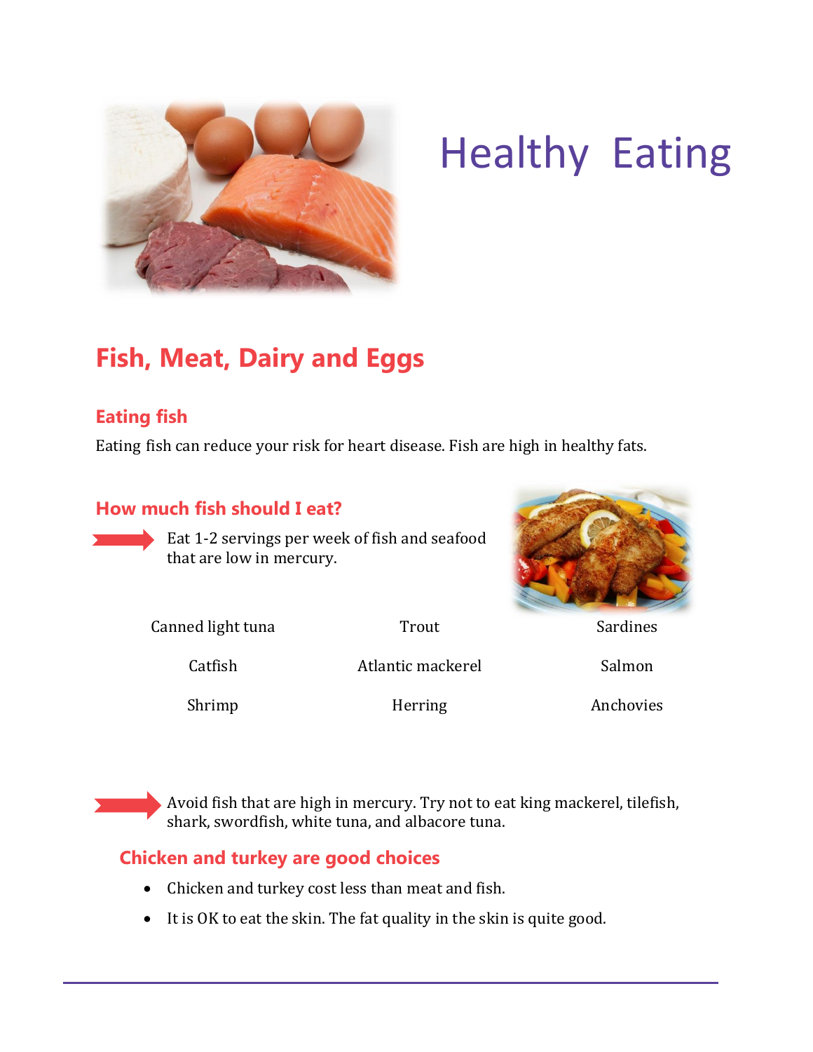# Healthy Eating

## Fish, Meat, Dairy and Eggs

### Eating fish

Eating fish can reduce your risk for heart disease. Fish are high in healthy fats.

### How much fish should I eat?

- Eat 1-2 servings per week of fish and seafood that are low in mercury.

| | | |
|---|---|---|
| Canned light tuna | Trout | Sardines |
| Catfish | Atlantic mackerel | Salmon |
| Shrimp | Herring | Anchovies |

- Avoid fish that are high in mercury. Try not to eat king mackerel, tilefish, shark, swordfish, white tuna, and albacore tuna.

### Chicken and turkey are good choices

- Chicken and turkey cost less than meat and fish.
- It is OK to eat the skin. The fat quality in the skin is quite good.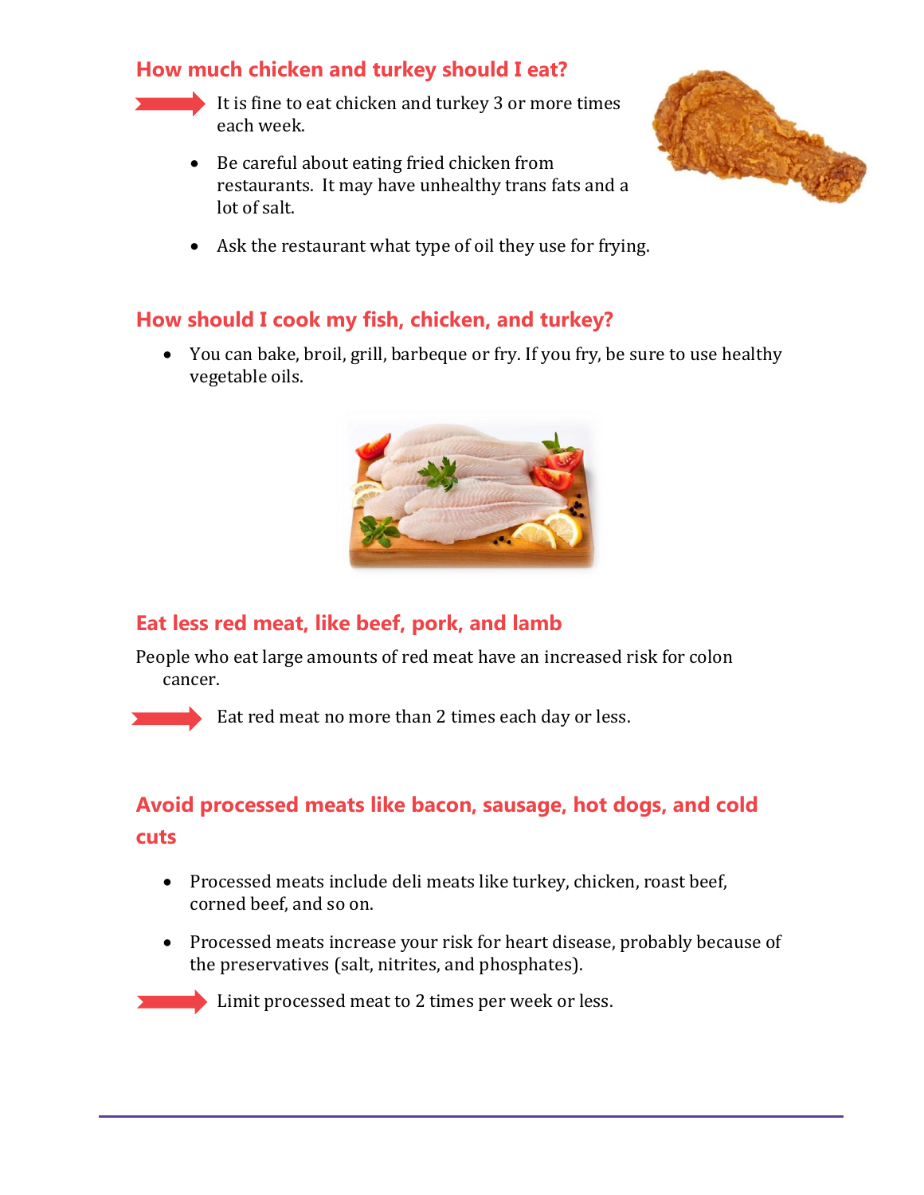## How much chicken and turkey should I eat?

➡ It is fine to eat chicken and turkey 3 or more times each week.

- Be careful about eating fried chicken from restaurants. It may have unhealthy trans fats and a lot of salt.
- Ask the restaurant what type of oil they use for frying.

## How should I cook my fish, chicken, and turkey?

- You can bake, broil, grill, barbeque or fry. If you fry, be sure to use healthy vegetable oils.

## Eat less red meat, like beef, pork, and lamb

People who eat large amounts of red meat have an increased risk for colon cancer.

➡ Eat red meat no more than 2 times each day or less.

## Avoid processed meats like bacon, sausage, hot dogs, and cold cuts

- Processed meats include deli meats like turkey, chicken, roast beef, corned beef, and so on.
- Processed meats increase your risk for heart disease, probably because of the preservatives (salt, nitrites, and phosphates).

➡ Limit processed meat to 2 times per week or less.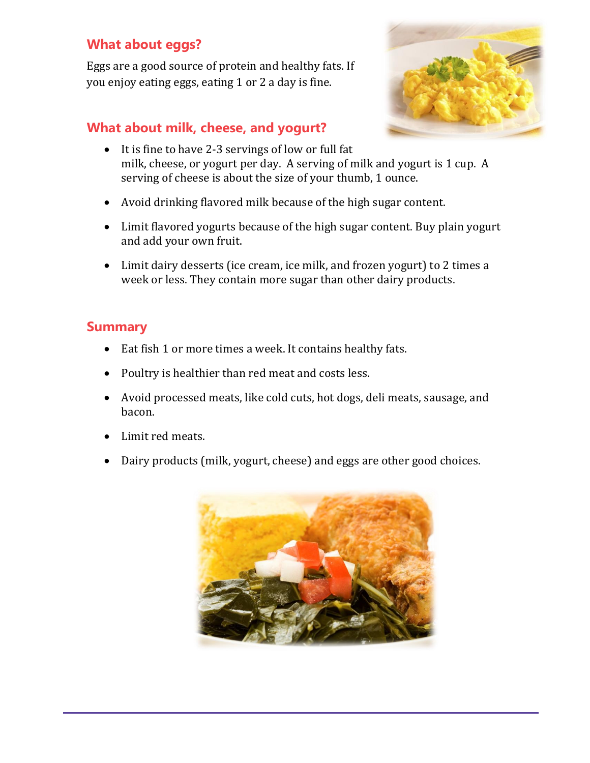## What about eggs?

Eggs are a good source of protein and healthy fats. If you enjoy eating eggs, eating 1 or 2 a day is fine.

## What about milk, cheese, and yogurt?

- It is fine to have 2-3 servings of low or full fat milk, cheese, or yogurt per day. A serving of milk and yogurt is 1 cup. A serving of cheese is about the size of your thumb, 1 ounce.
- Avoid drinking flavored milk because of the high sugar content.
- Limit flavored yogurts because of the high sugar content. Buy plain yogurt and add your own fruit.
- Limit dairy desserts (ice cream, ice milk, and frozen yogurt) to 2 times a week or less. They contain more sugar than other dairy products.

## Summary

- Eat fish 1 or more times a week. It contains healthy fats.
- Poultry is healthier than red meat and costs less.
- Avoid processed meats, like cold cuts, hot dogs, deli meats, sausage, and bacon.
- Limit red meats.
- Dairy products (milk, yogurt, cheese) and eggs are other good choices.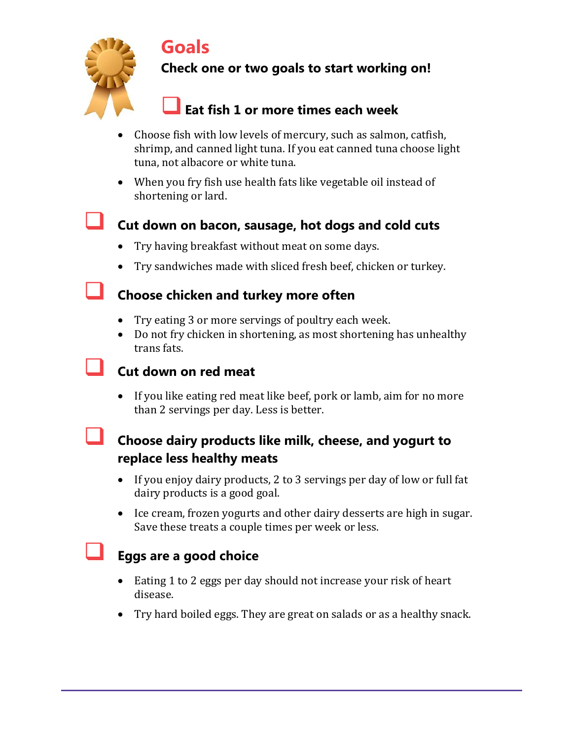# Goals

**Check one or two goals to start working on!**

❑ **Eat fish 1 or more times each week**

- Choose fish with low levels of mercury, such as salmon, catfish, shrimp, and canned light tuna. If you eat canned tuna choose light tuna, not albacore or white tuna.
- When you fry fish use health fats like vegetable oil instead of shortening or lard.

❑ **Cut down on bacon, sausage, hot dogs and cold cuts**

- Try having breakfast without meat on some days.
- Try sandwiches made with sliced fresh beef, chicken or turkey.

❑ **Choose chicken and turkey more often**

- Try eating 3 or more servings of poultry each week.
- Do not fry chicken in shortening, as most shortening has unhealthy trans fats.

❑ **Cut down on red meat**

- If you like eating red meat like beef, pork or lamb, aim for no more than 2 servings per day. Less is better.

❑ **Choose dairy products like milk, cheese, and yogurt to replace less healthy meats**

- If you enjoy dairy products, 2 to 3 servings per day of low or full fat dairy products is a good goal.
- Ice cream, frozen yogurts and other dairy desserts are high in sugar. Save these treats a couple times per week or less.

❑ **Eggs are a good choice**

- Eating 1 to 2 eggs per day should not increase your risk of heart disease.
- Try hard boiled eggs. They are great on salads or as a healthy snack.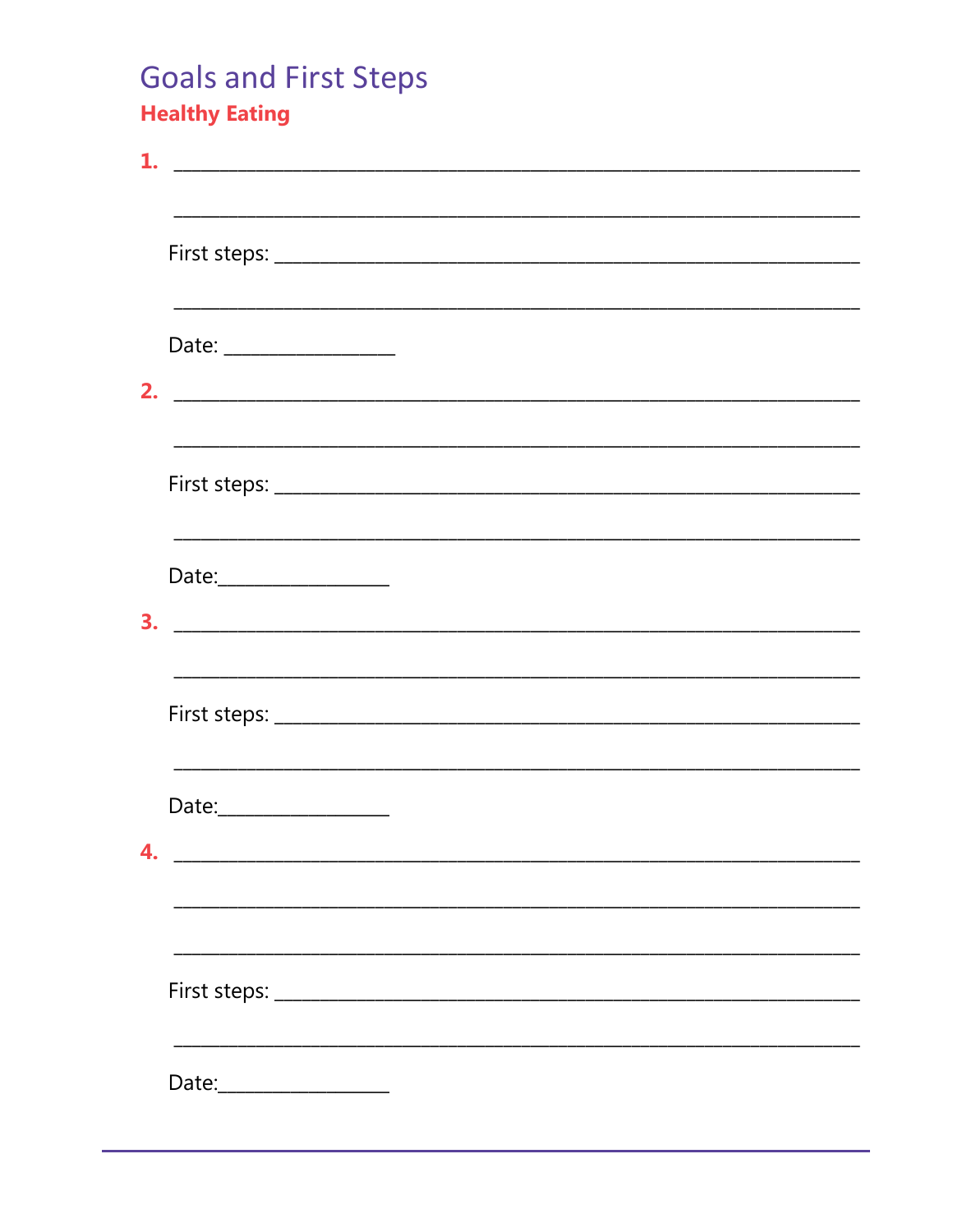# Goals and First Steps

## Healthy Eating

1. ______________________________________________________________________

______________________________________________________________________

First steps: ______________________________________________________________

______________________________________________________________________

Date: _________________

2. ______________________________________________________________________

______________________________________________________________________

First steps: ______________________________________________________________

______________________________________________________________________

Date:_________________

3. ______________________________________________________________________

______________________________________________________________________

First steps: ______________________________________________________________

______________________________________________________________________

Date:_________________

4. ______________________________________________________________________

______________________________________________________________________

______________________________________________________________________

First steps: ______________________________________________________________

______________________________________________________________________

Date:_________________